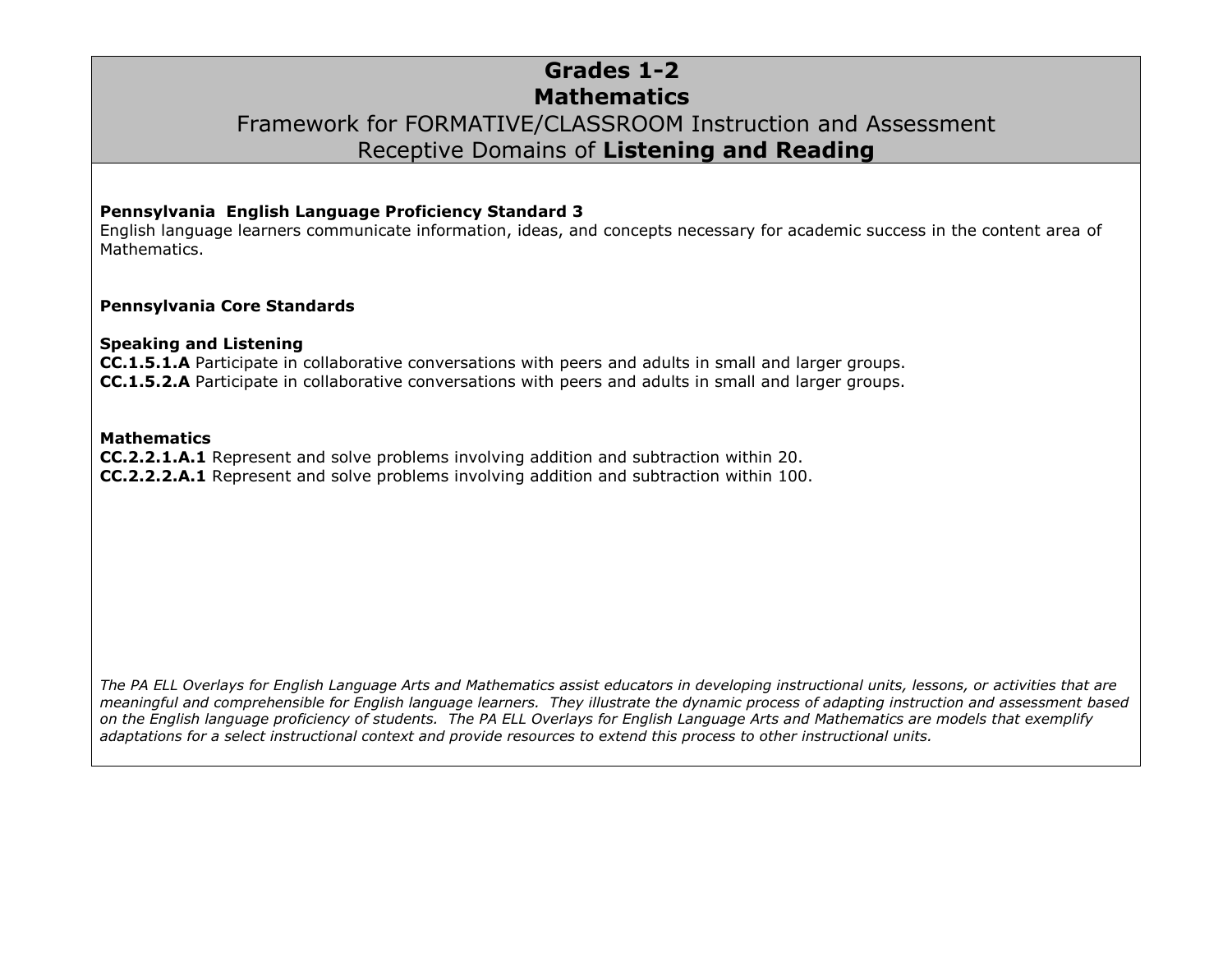# Grades 1-2
# Mathematics
## Framework for FORMATIVE/CLASSROOM Instruction and Assessment
## Receptive Domains of **Listening and Reading**

**Pennsylvania English Language Proficiency Standard 3**
English language learners communicate information, ideas, and concepts necessary for academic success in the content area of Mathematics.

**Pennsylvania Core Standards**

**Speaking and Listening**
**CC.1.5.1.A** Participate in collaborative conversations with peers and adults in small and larger groups.
**CC.1.5.2.A** Participate in collaborative conversations with peers and adults in small and larger groups.

**Mathematics**
**CC.2.2.1.A.1** Represent and solve problems involving addition and subtraction within 20.
**CC.2.2.2.A.1** Represent and solve problems involving addition and subtraction within 100.

*The PA ELL Overlays for English Language Arts and Mathematics assist educators in developing instructional units, lessons, or activities that are meaningful and comprehensible for English language learners. They illustrate the dynamic process of adapting instruction and assessment based on the English language proficiency of students. The PA ELL Overlays for English Language Arts and Mathematics are models that exemplify adaptations for a select instructional context and provide resources to extend this process to other instructional units.*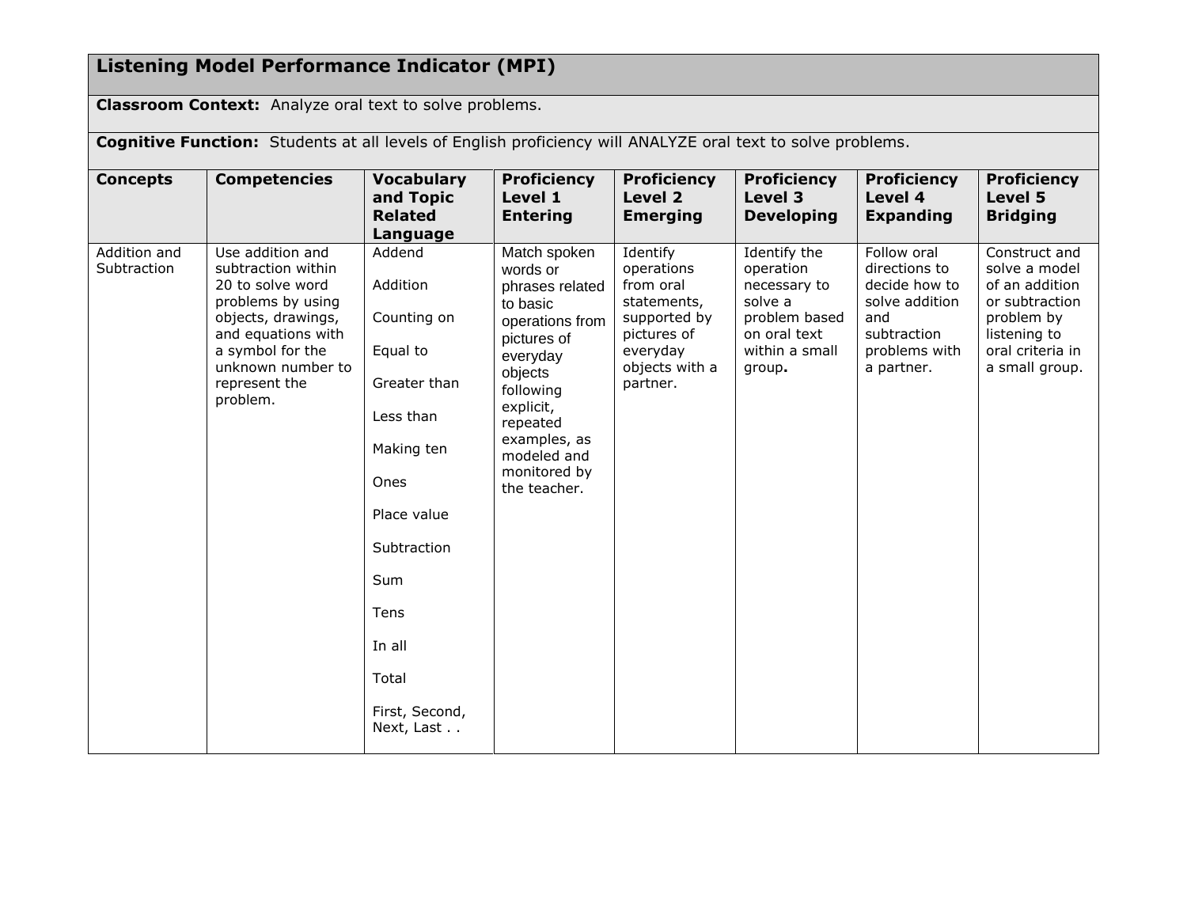## Listening Model Performance Indicator (MPI)

**Classroom Context:** Analyze oral text to solve problems.

**Cognitive Function:** Students at all levels of English proficiency will ANALYZE oral text to solve problems.

| Concepts | Competencies | Vocabulary and Topic Related Language | Proficiency Level 1 Entering | Proficiency Level 2 Emerging | Proficiency Level 3 Developing | Proficiency Level 4 Expanding | Proficiency Level 5 Bridging |
|---|---|---|---|---|---|---|---|
| Addition and Subtraction | Use addition and subtraction within 20 to solve word problems by using objects, drawings, and equations with a symbol for the unknown number to represent the problem. | Addend<br><br>Addition<br><br>Counting on<br><br>Equal to<br><br>Greater than<br><br>Less than<br><br>Making ten<br><br>Ones<br><br>Place value<br><br>Subtraction<br><br>Sum<br><br>Tens<br><br>In all<br><br>Total<br><br>First, Second, Next, Last . . | Match spoken words or phrases related to basic operations from pictures of everyday objects following explicit, repeated examples, as modeled and monitored by the teacher. | Identify operations from oral statements, supported by pictures of everyday objects with a partner. | Identify the operation necessary to solve a problem based on oral text within a small group. | Follow oral directions to decide how to solve addition and subtraction problems with a partner. | Construct and solve a model of an addition or subtraction problem by listening to oral criteria in a small group. |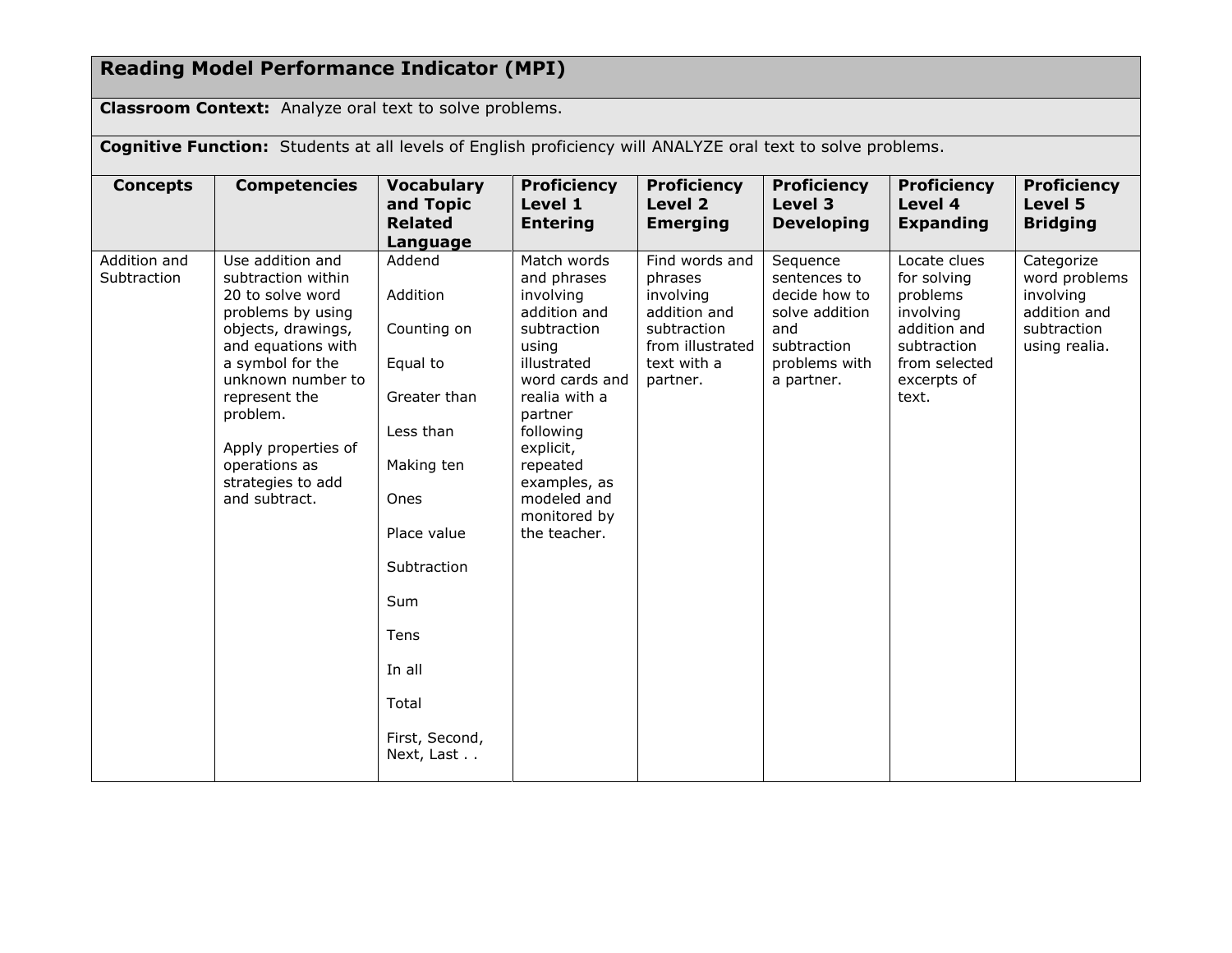## Reading Model Performance Indicator (MPI)

**Classroom Context:** Analyze oral text to solve problems.

**Cognitive Function:** Students at all levels of English proficiency will ANALYZE oral text to solve problems.

| Concepts | Competencies | Vocabulary and Topic Related Language | Proficiency Level 1 Entering | Proficiency Level 2 Emerging | Proficiency Level 3 Developing | Proficiency Level 4 Expanding | Proficiency Level 5 Bridging |
|---|---|---|---|---|---|---|---|
| Addition and Subtraction | Use addition and subtraction within 20 to solve word problems by using objects, drawings, and equations with a symbol for the unknown number to represent the problem.<br><br>Apply properties of operations as strategies to add and subtract. | Addend<br><br>Addition<br><br>Counting on<br><br>Equal to<br><br>Greater than<br><br>Less than<br><br>Making ten<br><br>Ones<br><br>Place value<br><br>Subtraction<br><br>Sum<br><br>Tens<br><br>In all<br><br>Total<br><br>First, Second, Next, Last . . | Match words and phrases involving addition and subtraction using illustrated word cards and realia with a partner following explicit, repeated examples, as modeled and monitored by the teacher. | Find words and phrases involving addition and subtraction from illustrated text with a partner. | Sequence sentences to decide how to solve addition and subtraction problems with a partner. | Locate clues for solving problems involving addition and subtraction from selected excerpts of text. | Categorize word problems involving addition and subtraction using realia. |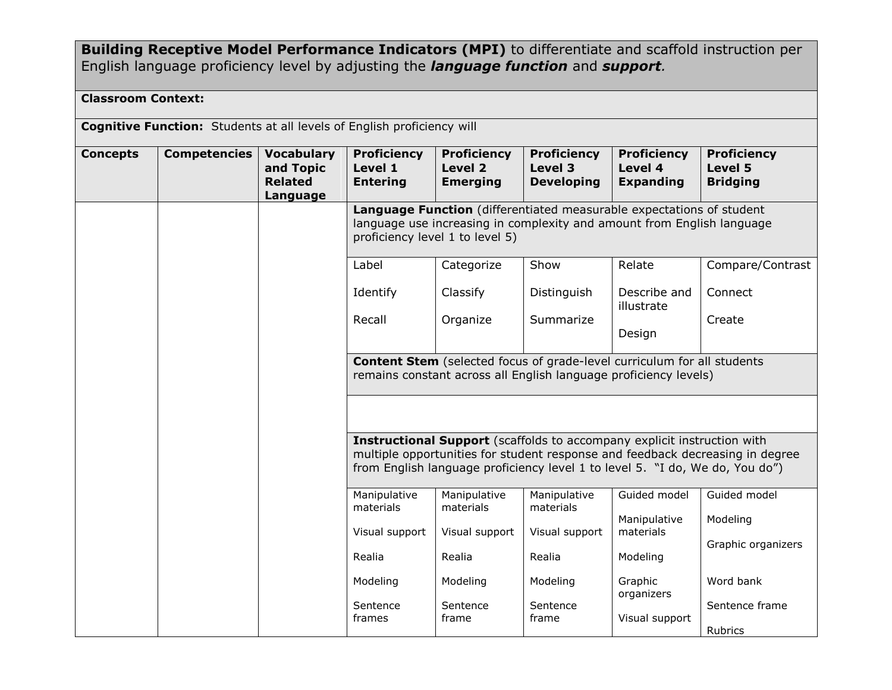**Building Receptive Model Performance Indicators (MPI)** to differentiate and scaffold instruction per English language proficiency level by adjusting the ***language function*** and ***support***.

**Classroom Context:**

**Cognitive Function:** Students at all levels of English proficiency will

| **Concepts** | **Competencies** | **Vocabulary and Topic Related Language** | **Proficiency Level 1 Entering** | **Proficiency Level 2 Emerging** | **Proficiency Level 3 Developing** | **Proficiency Level 4 Expanding** | **Proficiency Level 5 Bridging** |
|---|---|---|---|---|---|---|---|
| | | | **Language Function** (differentiated measurable expectations of student language use increasing in complexity and amount from English language proficiency level 1 to level 5) | | | | |
| | | | Label<br><br>Identify<br><br>Recall | Categorize<br><br>Classify<br><br>Organize | Show<br><br>Distinguish<br><br>Summarize | Relate<br><br>Describe and illustrate<br><br>Design | Compare/Contrast<br><br>Connect<br><br>Create |
| | | | **Content Stem** (selected focus of grade-level curriculum for all students remains constant across all English language proficiency levels) | | | | |
| | | | | | | | |
| | | | **Instructional Support** (scaffolds to accompany explicit instruction with multiple opportunities for student response and feedback decreasing in degree from English language proficiency level 1 to level 5. "I do, We do, You do") | | | | |
| | | | Manipulative materials<br><br>Visual support<br><br>Realia<br><br>Modeling<br><br>Sentence frames | Manipulative materials<br><br>Visual support<br><br>Realia<br><br>Modeling<br><br>Sentence frame | Manipulative materials<br><br>Visual support<br><br>Realia<br><br>Modeling<br><br>Sentence frame | Guided model<br><br>Manipulative materials<br><br>Modeling<br><br>Graphic organizers<br><br>Visual support | Guided model<br><br>Modeling<br><br>Graphic organizers<br><br>Word bank<br><br>Sentence frame<br><br>Rubrics |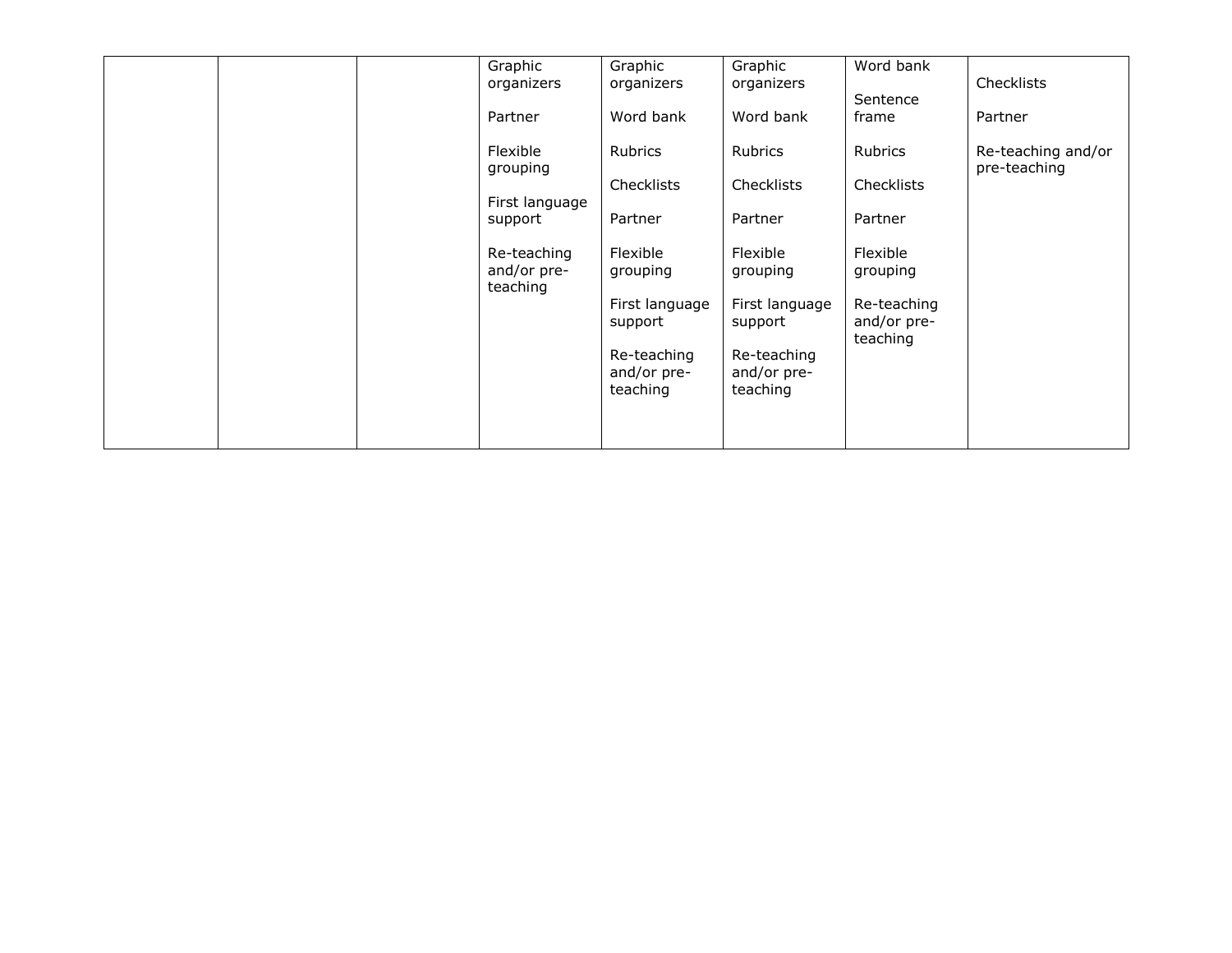| | | | | | | | |
|---|---|---|---|---|---|---|---|
| | | | Graphic organizers<br><br>Partner<br><br>Flexible grouping<br><br>First language support<br><br>Re-teaching and/or pre-teaching | Graphic organizers<br><br>Word bank<br><br>Rubrics<br><br>Checklists<br><br>Partner<br><br>Flexible grouping<br><br>First language support<br><br>Re-teaching and/or pre-teaching | Graphic organizers<br><br>Word bank<br><br>Rubrics<br><br>Checklists<br><br>Partner<br><br>Flexible grouping<br><br>First language support<br><br>Re-teaching and/or pre-teaching | Word bank<br><br>Sentence frame<br><br>Rubrics<br><br>Checklists<br><br>Partner<br><br>Flexible grouping<br><br>Re-teaching and/or pre-teaching | Checklists<br><br>Partner<br><br>Re-teaching and/or pre-teaching |